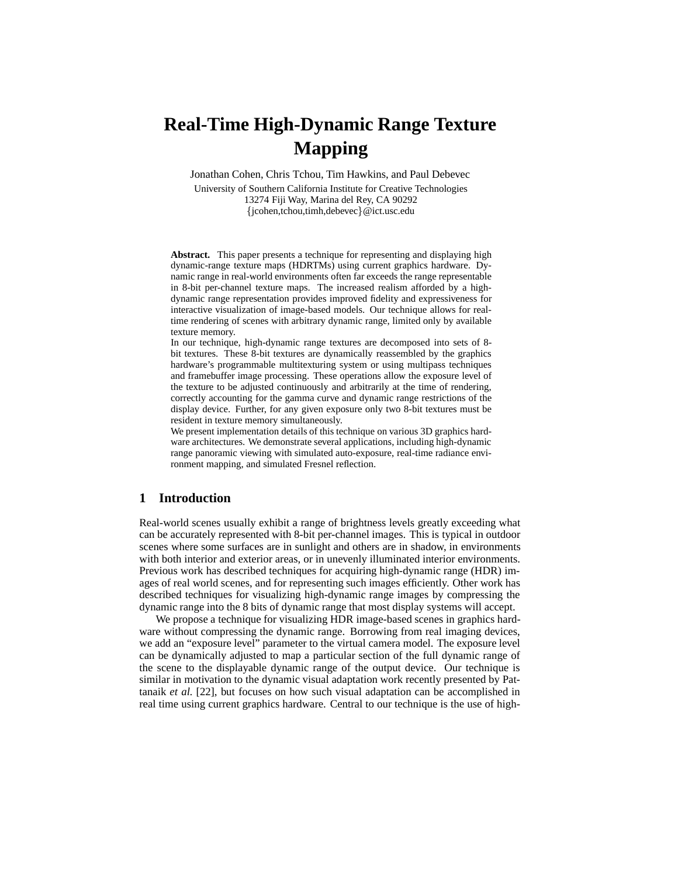# Real-Time High-Dynamic Range Texture Mapping

Jonathan Cohen, Chris Tchou, Tim Hawkins, and Paul Debevec

University of Southern California Institute for Creative Technologies
13274 Fiji Way, Marina del Rey, CA 90292
{jcohen,tchou,timh,debevec}@ict.usc.edu

**Abstract.** This paper presents a technique for representing and displaying high dynamic-range texture maps (HDRTMs) using current graphics hardware. Dynamic range in real-world environments often far exceeds the range representable in 8-bit per-channel texture maps. The increased realism afforded by a high-dynamic range representation provides improved fidelity and expressiveness for interactive visualization of image-based models. Our technique allows for real-time rendering of scenes with arbitrary dynamic range, limited only by available texture memory.

In our technique, high-dynamic range textures are decomposed into sets of 8-bit textures. These 8-bit textures are dynamically reassembled by the graphics hardware's programmable multitexturing system or using multipass techniques and framebuffer image processing. These operations allow the exposure level of the texture to be adjusted continuously and arbitrarily at the time of rendering, correctly accounting for the gamma curve and dynamic range restrictions of the display device. Further, for any given exposure only two 8-bit textures must be resident in texture memory simultaneously.

We present implementation details of this technique on various 3D graphics hardware architectures. We demonstrate several applications, including high-dynamic range panoramic viewing with simulated auto-exposure, real-time radiance environment mapping, and simulated Fresnel reflection.

## 1 Introduction

Real-world scenes usually exhibit a range of brightness levels greatly exceeding what can be accurately represented with 8-bit per-channel images. This is typical in outdoor scenes where some surfaces are in sunlight and others are in shadow, in environments with both interior and exterior areas, or in unevenly illuminated interior environments. Previous work has described techniques for acquiring high-dynamic range (HDR) images of real world scenes, and for representing such images efficiently. Other work has described techniques for visualizing high-dynamic range images by compressing the dynamic range into the 8 bits of dynamic range that most display systems will accept.

We propose a technique for visualizing HDR image-based scenes in graphics hardware without compressing the dynamic range. Borrowing from real imaging devices, we add an "exposure level" parameter to the virtual camera model. The exposure level can be dynamically adjusted to map a particular section of the full dynamic range of the scene to the displayable dynamic range of the output device. Our technique is similar in motivation to the dynamic visual adaptation work recently presented by Pattanaik *et al.* [22], but focuses on how such visual adaptation can be accomplished in real time using current graphics hardware. Central to our technique is the use of high-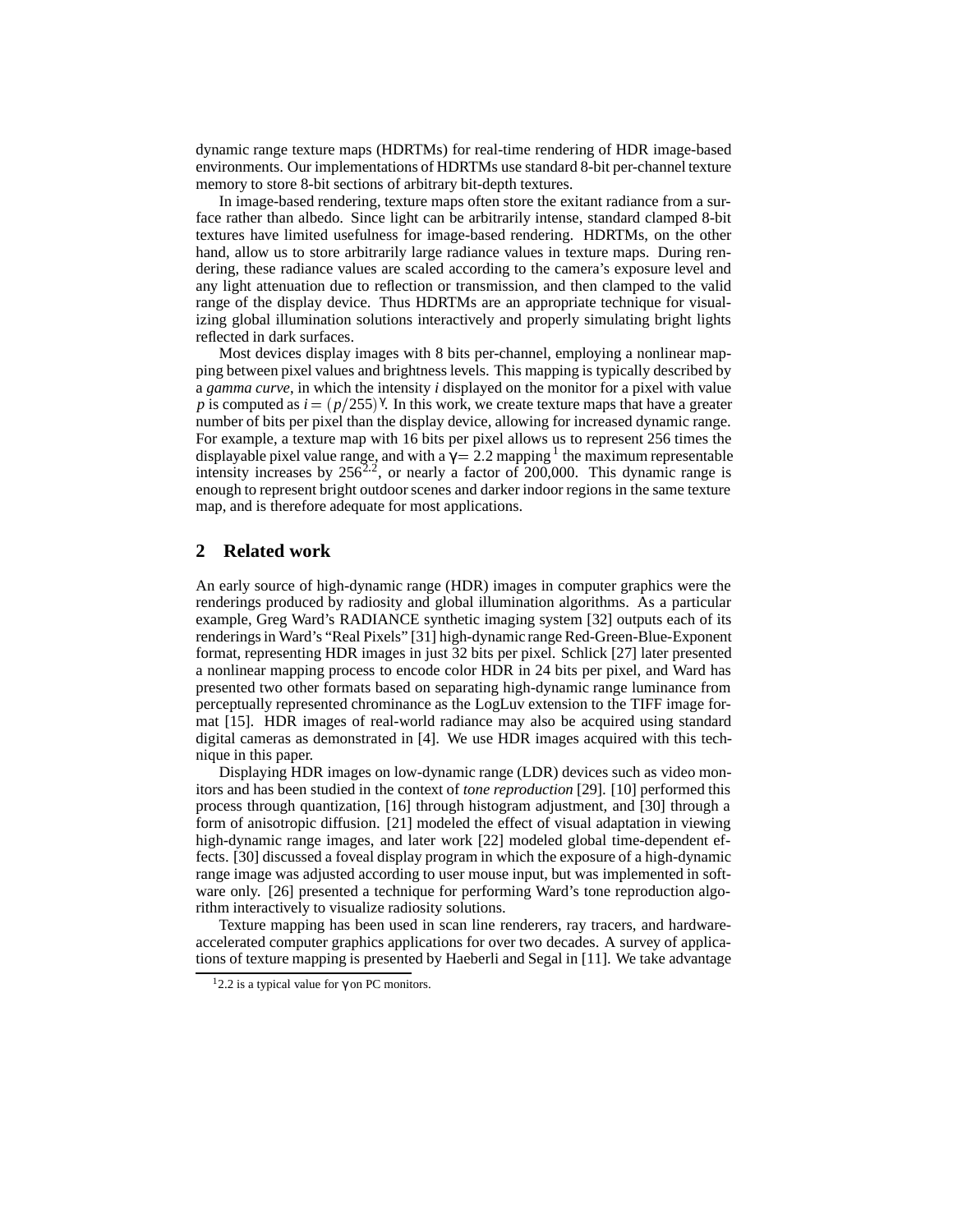dynamic range texture maps (HDRTMs) for real-time rendering of HDR image-based environments. Our implementations of HDRTMs use standard 8-bit per-channel texture memory to store 8-bit sections of arbitrary bit-depth textures.

In image-based rendering, texture maps often store the exitant radiance from a surface rather than albedo. Since light can be arbitrarily intense, standard clamped 8-bit textures have limited usefulness for image-based rendering. HDRTMs, on the other hand, allow us to store arbitrarily large radiance values in texture maps. During rendering, these radiance values are scaled according to the camera's exposure level and any light attenuation due to reflection or transmission, and then clamped to the valid range of the display device. Thus HDRTMs are an appropriate technique for visualizing global illumination solutions interactively and properly simulating bright lights reflected in dark surfaces.

Most devices display images with 8 bits per-channel, employing a nonlinear mapping between pixel values and brightness levels. This mapping is typically described by a *gamma curve*, in which the intensity $i$ displayed on the monitor for a pixel with value $p$ is computed as $i = (p/255)^{\gamma}$. In this work, we create texture maps that have a greater number of bits per pixel than the display device, allowing for increased dynamic range. For example, a texture map with 16 bits per pixel allows us to represent 256 times the displayable pixel value range, and with a $\gamma = 2.2$ mapping [1] the maximum representable intensity increases by $256^{2.2}$, or nearly a factor of 200,000. This dynamic range is enough to represent bright outdoor scenes and darker indoor regions in the same texture map, and is therefore adequate for most applications.

## 2 Related work

An early source of high-dynamic range (HDR) images in computer graphics were the renderings produced by radiosity and global illumination algorithms. As a particular example, Greg Ward's RADIANCE synthetic imaging system [32] outputs each of its renderings in Ward's "Real Pixels" [31] high-dynamic range Red-Green-Blue-Exponent format, representing HDR images in just 32 bits per pixel. Schlick [27] later presented a nonlinear mapping process to encode color HDR in 24 bits per pixel, and Ward has presented two other formats based on separating high-dynamic range luminance from perceptually represented chrominance as the LogLuv extension to the TIFF image format [15]. HDR images of real-world radiance may also be acquired using standard digital cameras as demonstrated in [4]. We use HDR images acquired with this technique in this paper.

Displaying HDR images on low-dynamic range (LDR) devices such as video monitors and has been studied in the context of *tone reproduction* [29]. [10] performed this process through quantization, [16] through histogram adjustment, and [30] through a form of anisotropic diffusion. [21] modeled the effect of visual adaptation in viewing high-dynamic range images, and later work [22] modeled global time-dependent effects. [30] discussed a foveal display program in which the exposure of a high-dynamic range image was adjusted according to user mouse input, but was implemented in software only. [26] presented a technique for performing Ward's tone reproduction algorithm interactively to visualize radiosity solutions.

Texture mapping has been used in scan line renderers, ray tracers, and hardware-accelerated computer graphics applications for over two decades. A survey of applications of texture mapping is presented by Haeberli and Segal in [11]. We take advantage

[1] 2.2 is a typical value for $\gamma$ on PC monitors.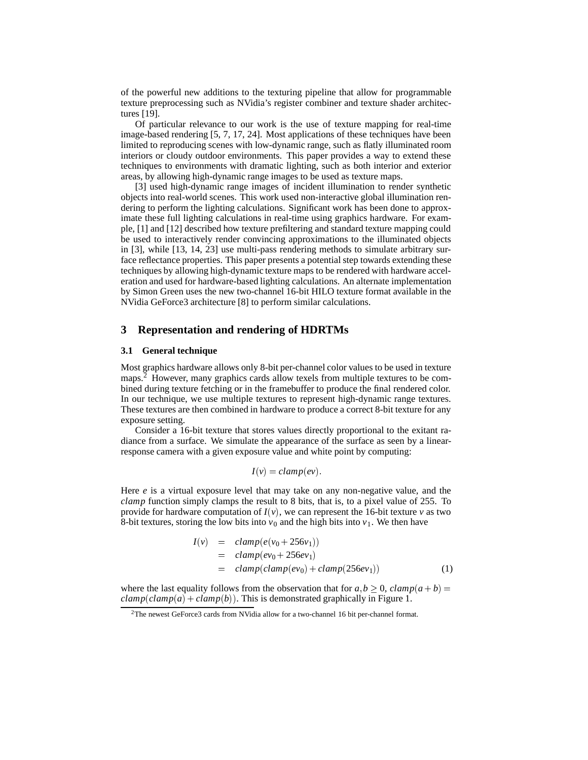of the powerful new additions to the texturing pipeline that allow for programmable texture preprocessing such as NVidia's register combiner and texture shader architectures [19].

Of particular relevance to our work is the use of texture mapping for real-time image-based rendering [5, 7, 17, 24]. Most applications of these techniques have been limited to reproducing scenes with low-dynamic range, such as flatly illuminated room interiors or cloudy outdoor environments. This paper provides a way to extend these techniques to environments with dramatic lighting, such as both interior and exterior areas, by allowing high-dynamic range images to be used as texture maps.

[3] used high-dynamic range images of incident illumination to render synthetic objects into real-world scenes. This work used non-interactive global illumination rendering to perform the lighting calculations. Significant work has been done to approximate these full lighting calculations in real-time using graphics hardware. For example, [1] and [12] described how texture prefiltering and standard texture mapping could be used to interactively render convincing approximations to the illuminated objects in [3], while [13, 14, 23] use multi-pass rendering methods to simulate arbitrary surface reflectance properties. This paper presents a potential step towards extending these techniques by allowing high-dynamic texture maps to be rendered with hardware acceleration and used for hardware-based lighting calculations. An alternate implementation by Simon Green uses the new two-channel 16-bit HILO texture format available in the NVidia GeForce3 architecture [8] to perform similar calculations.

## 3 Representation and rendering of HDRTMs

### 3.1 General technique

Most graphics hardware allows only 8-bit per-channel color values to be used in texture maps.[2] However, many graphics cards allow texels from multiple textures to be combined during texture fetching or in the framebuffer to produce the final rendered color. In our technique, we use multiple textures to represent high-dynamic range textures. These textures are then combined in hardware to produce a correct 8-bit texture for any exposure setting.

Consider a 16-bit texture that stores values directly proportional to the exitant radiance from a surface. We simulate the appearance of the surface as seen by a linear-response camera with a given exposure value and white point by computing:

$$I(v) = clamp(ev).$$

Here $e$ is a virtual exposure level that may take on any non-negative value, and the $clamp$ function simply clamps the result to 8 bits, that is, to a pixel value of 255. To provide for hardware computation of $I(v)$, we can represent the 16-bit texture $v$ as two 8-bit textures, storing the low bits into $v_0$ and the high bits into $v_1$. We then have

$$\begin{aligned} I(v) &= clamp(e(v_0 + 256v_1)) \\ &= clamp(ev_0 + 256ev_1) \\ &= clamp(clamp(ev_0) + clamp(256ev_1)) \end{aligned} \tag{1}$$

where the last equality follows from the observation that for $a, b \geq 0$, $clamp(a+b) = clamp(clamp(a) + clamp(b))$. This is demonstrated graphically in Figure 1.

[2] The newest GeForce3 cards from NVidia allow for a two-channel 16 bit per-channel format.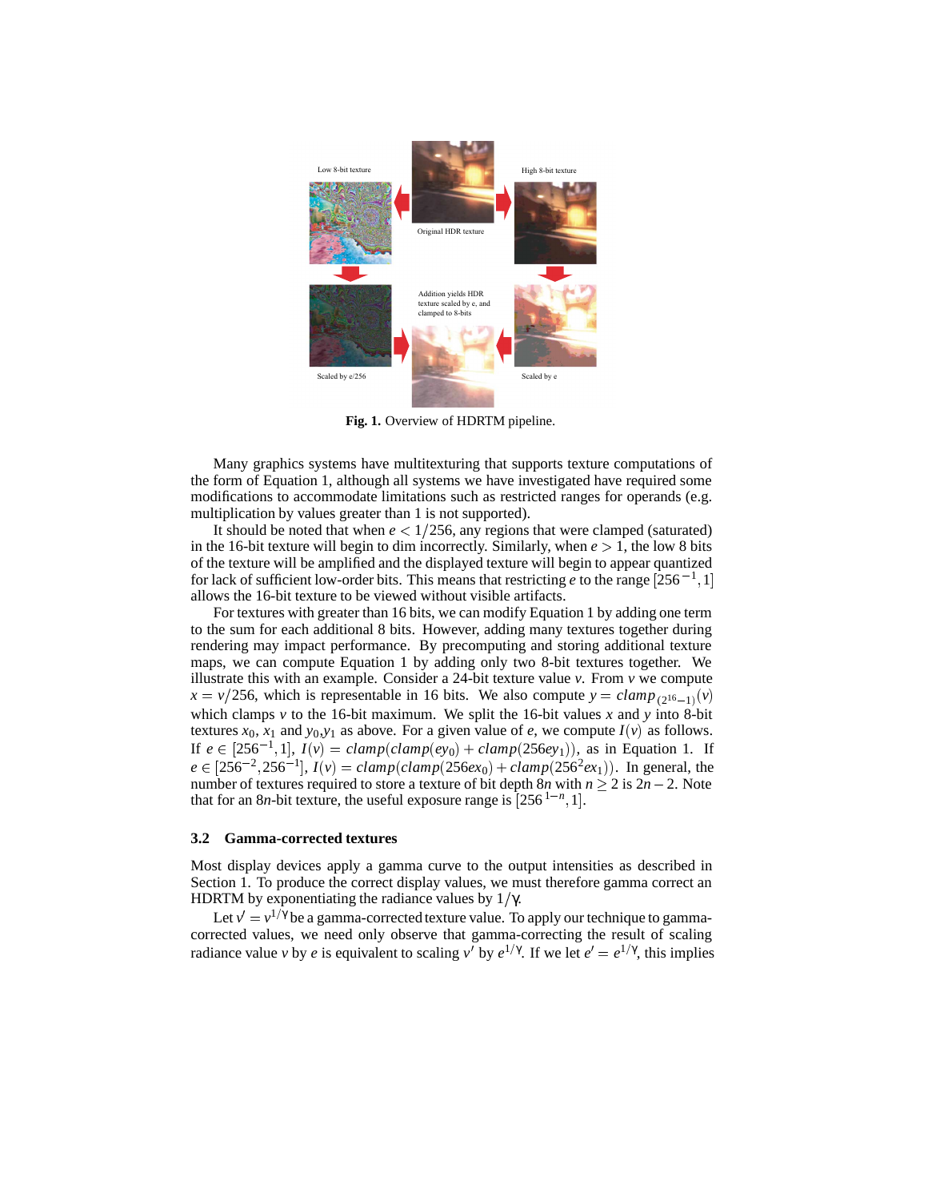Low 8-bit texture

Original HDR texture

High 8-bit texture

Addition yields HDR texture scaled by e, and clamped to 8-bits

Scaled by e/256

Scaled by e

**Fig. 1.** Overview of HDRTM pipeline.

Many graphics systems have multitexturing that supports texture computations of the form of Equation 1, although all systems we have investigated have required some modifications to accommodate limitations such as restricted ranges for operands (e.g. multiplication by values greater than 1 is not supported).

It should be noted that when $e < 1/256$, any regions that were clamped (saturated) in the 16-bit texture will begin to dim incorrectly. Similarly, when $e > 1$, the low 8 bits of the texture will be amplified and the displayed texture will begin to appear quantized for lack of sufficient low-order bits. This means that restricting $e$ to the range $[256^{-1}, 1]$ allows the 16-bit texture to be viewed without visible artifacts.

For textures with greater than 16 bits, we can modify Equation 1 by adding one term to the sum for each additional 8 bits. However, adding many textures together during rendering may impact performance. By precomputing and storing additional texture maps, we can compute Equation 1 by adding only two 8-bit textures together. We illustrate this with an example. Consider a 24-bit texture value $v$. From $v$ we compute $x = v/256$, which is representable in 16 bits. We also compute $y = clamp_{(2^{16}-1)}(v)$ which clamps $v$ to the 16-bit maximum. We split the 16-bit values $x$ and $y$ into 8-bit textures $x_0$, $x_1$ and $y_0$,$y_1$ as above. For a given value of $e$, we compute $I(v)$ as follows. If $e \in [256^{-1}, 1]$, $I(v) = clamp(clamp(ey_0) + clamp(256ey_1))$, as in Equation 1. If $e \in [256^{-2}, 256^{-1}]$, $I(v) = clamp(clamp(256ex_0) + clamp(256^2 ex_1))$. In general, the number of textures required to store a texture of bit depth $8n$ with $n \geq 2$ is $2n - 2$. Note that for an $8n$-bit texture, the useful exposure range is $[256^{1-n}, 1]$.

### 3.2 Gamma-corrected textures

Most display devices apply a gamma curve to the output intensities as described in Section 1. To produce the correct display values, we must therefore gamma correct an HDRTM by exponentiating the radiance values by $1/\gamma$.

Let $v' = v^{1/\gamma}$ be a gamma-corrected texture value. To apply our technique to gamma-corrected values, we need only observe that gamma-correcting the result of scaling radiance value $v$ by $e$ is equivalent to scaling $v'$ by $e^{1/\gamma}$. If we let $e' = e^{1/\gamma}$, this implies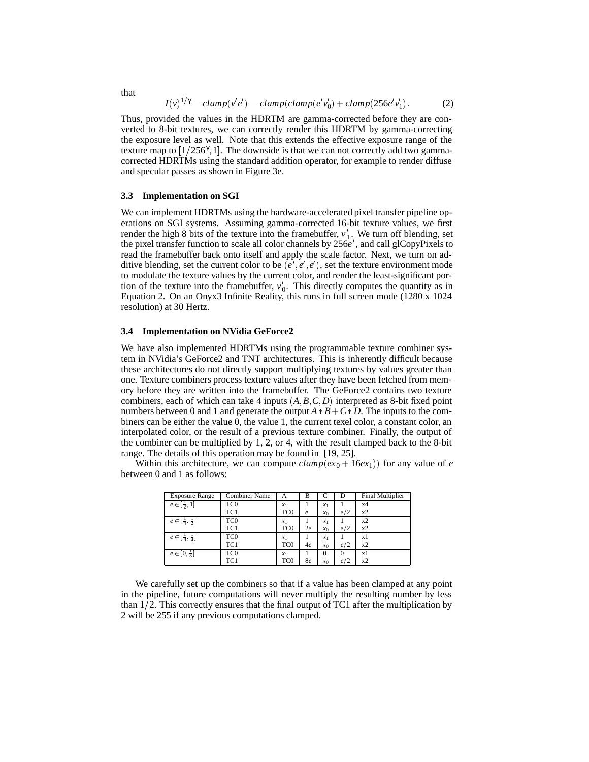that

$$I(v)^{1/\gamma} = clamp(v'e') = clamp(clamp(e'v'_0) + clamp(256e'v'_1). \quad (2)$$

Thus, provided the values in the HDRTM are gamma-corrected before they are converted to 8-bit textures, we can correctly render this HDRTM by gamma-correcting the exposure level as well. Note that this extends the effective exposure range of the texture map to $[1/256^{\gamma}, 1]$. The downside is that we can not correctly add two gamma-corrected HDRTMs using the standard addition operator, for example to render diffuse and specular passes as shown in Figure 3e.

### 3.3 Implementation on SGI

We can implement HDRTMs using the hardware-accelerated pixel transfer pipeline operations on SGI systems. Assuming gamma-corrected 16-bit texture values, we first render the high 8 bits of the texture into the framebuffer, $v'_1$. We turn off blending, set the pixel transfer function to scale all color channels by $256e'$, and call glCopyPixels to read the framebuffer back onto itself and apply the scale factor. Next, we turn on additive blending, set the current color to be $(e', e', e')$, set the texture environment mode to modulate the texture values by the current color, and render the least-significant portion of the texture into the framebuffer, $v'_0$. This directly computes the quantity as in Equation 2. On an Onyx3 Infinite Reality, this runs in full screen mode (1280 x 1024 resolution) at 30 Hertz.

### 3.4 Implementation on NVidia GeForce2

We have also implemented HDRTMs using the programmable texture combiner system in NVidia's GeForce2 and TNT architectures. This is inherently difficult because these architectures do not directly support multiplying textures by values greater than one. Texture combiners process texture values after they have been fetched from memory before they are written into the framebuffer. The GeForce2 contains two texture combiners, each of which can take 4 inputs $(A, B, C, D)$ interpreted as 8-bit fixed point numbers between 0 and 1 and generate the output $A * B + C * D$. The inputs to the combiners can be either the value 0, the value 1, the current texel color, a constant color, an interpolated color, or the result of a previous texture combiner. Finally, the output of the combiner can be multiplied by 1, 2, or 4, with the result clamped back to the 8-bit range. The details of this operation may be found in [19, 25].

Within this architecture, we can compute $clamp(ex_0 + 16ex_1))$ for any value of $e$ between 0 and 1 as follows:

| Exposure Range | Combiner Name | A | B | C | D | Final Multiplier |
|---|---|---|---|---|---|---|
| $e \in [\frac{1}{2}, 1]$ | TC0 | $x_1$ | 1 | $x_1$ | 1 | x4 |
| | TC1 | TC0 | $e$ | $x_0$ | $e/2$ | x2 |
| $e \in [\frac{1}{4}, \frac{1}{2}]$ | TC0 | $x_1$ | 1 | $x_1$ | 1 | x2 |
| | TC1 | TC0 | $2e$ | $x_0$ | $e/2$ | x2 |
| $e \in [\frac{1}{8}, \frac{1}{4}]$ | TC0 | $x_1$ | 1 | $x_1$ | 1 | x1 |
| | TC1 | TC0 | $4e$ | $x_0$ | $e/2$ | x2 |
| $e \in [0, \frac{1}{8}]$ | TC0 | $x_1$ | 1 | 0 | 0 | x1 |
| | TC1 | TC0 | $8e$ | $x_0$ | $e/2$ | x2 |

We carefully set up the combiners so that if a value has been clamped at any point in the pipeline, future computations will never multiply the resulting number by less than $1/2$. This correctly ensures that the final output of TC1 after the multiplication by 2 will be 255 if any previous computations clamped.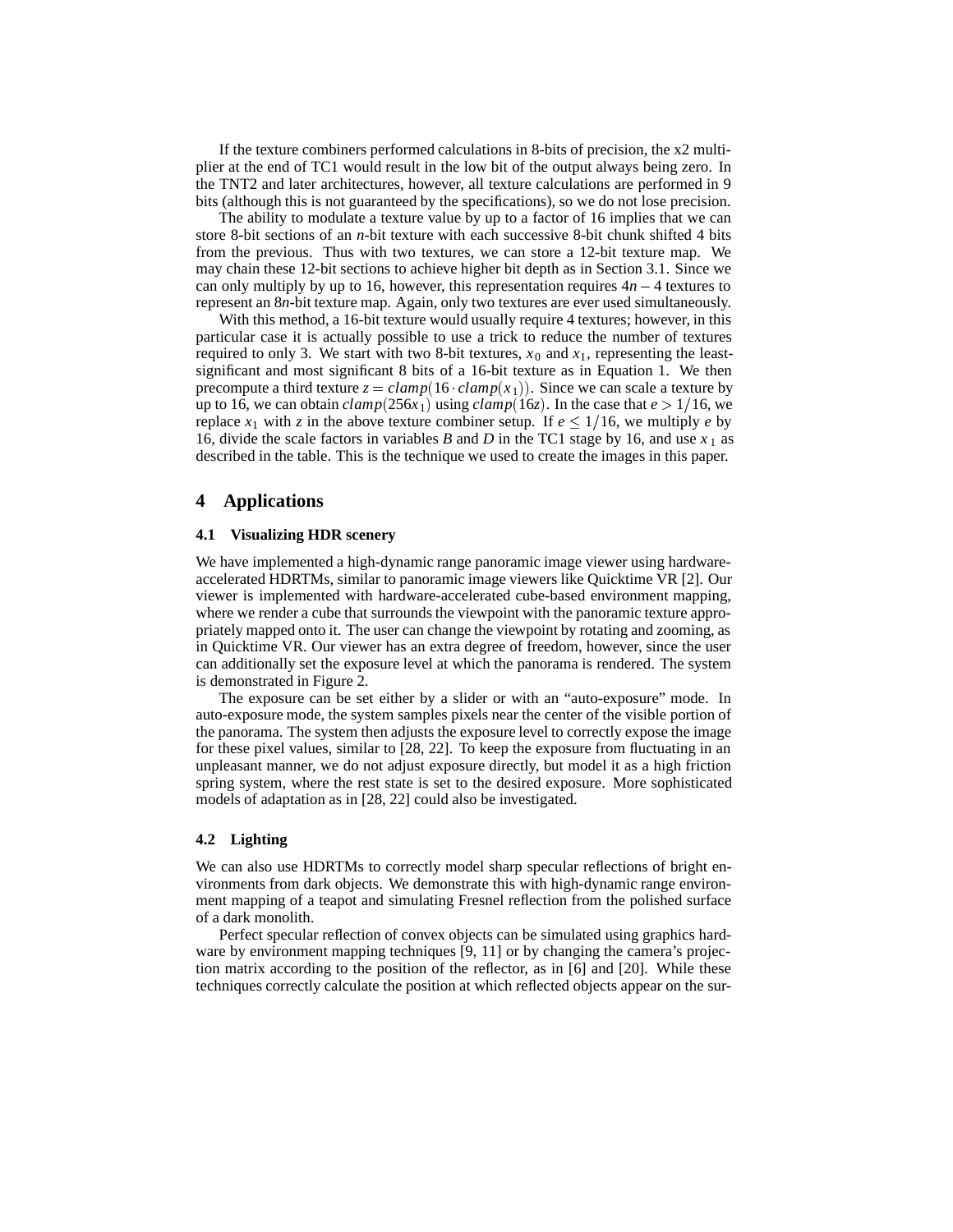If the texture combiners performed calculations in 8-bits of precision, the x2 multiplier at the end of TC1 would result in the low bit of the output always being zero. In the TNT2 and later architectures, however, all texture calculations are performed in 9 bits (although this is not guaranteed by the specifications), so we do not lose precision.

The ability to modulate a texture value by up to a factor of 16 implies that we can store 8-bit sections of an $n$-bit texture with each successive 8-bit chunk shifted 4 bits from the previous. Thus with two textures, we can store a 12-bit texture map. We may chain these 12-bit sections to achieve higher bit depth as in Section 3.1. Since we can only multiply by up to 16, however, this representation requires $4n-4$ textures to represent an $8n$-bit texture map. Again, only two textures are ever used simultaneously.

With this method, a 16-bit texture would usually require 4 textures; however, in this particular case it is actually possible to use a trick to reduce the number of textures required to only 3. We start with two 8-bit textures, $x_0$ and $x_1$, representing the least-significant and most significant 8 bits of a 16-bit texture as in Equation 1. We then precompute a third texture $z = clamp(16 \cdot clamp(x_1))$. Since we can scale a texture by up to 16, we can obtain $clamp(256x_1)$ using $clamp(16z)$. In the case that $e > 1/16$, we replace $x_1$ with $z$ in the above texture combiner setup. If $e \leq 1/16$, we multiply $e$ by 16, divide the scale factors in variables $B$ and $D$ in the TC1 stage by 16, and use $x_1$ as described in the table. This is the technique we used to create the images in this paper.

## 4 Applications

### 4.1 Visualizing HDR scenery

We have implemented a high-dynamic range panoramic image viewer using hardware-accelerated HDRTMs, similar to panoramic image viewers like Quicktime VR [2]. Our viewer is implemented with hardware-accelerated cube-based environment mapping, where we render a cube that surrounds the viewpoint with the panoramic texture appropriately mapped onto it. The user can change the viewpoint by rotating and zooming, as in Quicktime VR. Our viewer has an extra degree of freedom, however, since the user can additionally set the exposure level at which the panorama is rendered. The system is demonstrated in Figure 2.

The exposure can be set either by a slider or with an "auto-exposure" mode. In auto-exposure mode, the system samples pixels near the center of the visible portion of the panorama. The system then adjusts the exposure level to correctly expose the image for these pixel values, similar to [28, 22]. To keep the exposure from fluctuating in an unpleasant manner, we do not adjust exposure directly, but model it as a high friction spring system, where the rest state is set to the desired exposure. More sophisticated models of adaptation as in [28, 22] could also be investigated.

### 4.2 Lighting

We can also use HDRTMs to correctly model sharp specular reflections of bright environments from dark objects. We demonstrate this with high-dynamic range environment mapping of a teapot and simulating Fresnel reflection from the polished surface of a dark monolith.

Perfect specular reflection of convex objects can be simulated using graphics hardware by environment mapping techniques [9, 11] or by changing the camera's projection matrix according to the position of the reflector, as in [6] and [20]. While these techniques correctly calculate the position at which reflected objects appear on the sur-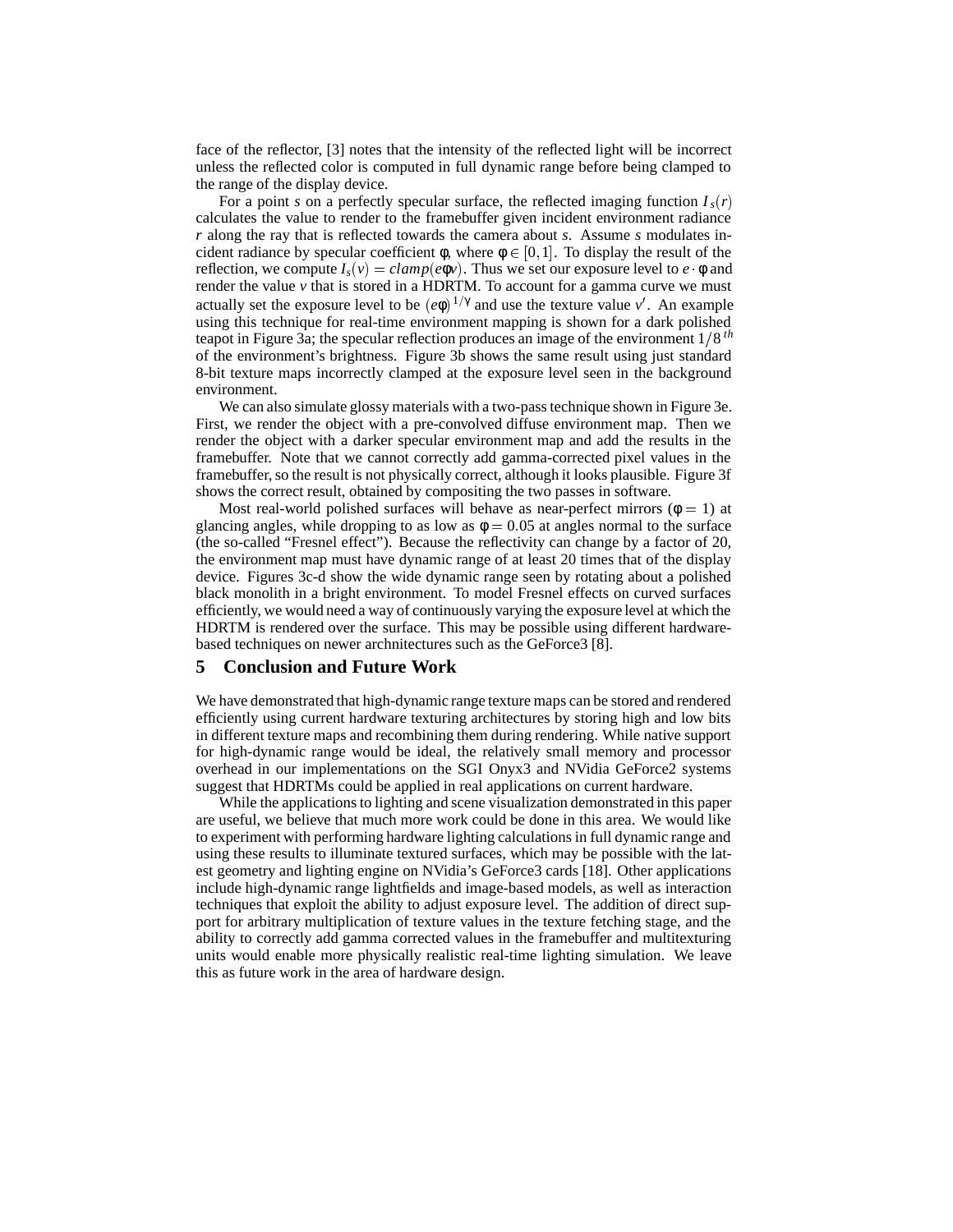face of the reflector, [3] notes that the intensity of the reflected light will be incorrect unless the reflected color is computed in full dynamic range before being clamped to the range of the display device.

For a point $s$ on a perfectly specular surface, the reflected imaging function $I_s(r)$ calculates the value to render to the framebuffer given incident environment radiance $r$ along the ray that is reflected towards the camera about $s$. Assume $s$ modulates incident radiance by specular coefficient $\phi$, where $\phi \in [0,1]$. To display the result of the reflection, we compute $I_s(v) = clamp(e\phi v)$. Thus we set our exposure level to $e \cdot \phi$ and render the value $v$ that is stored in a HDRTM. To account for a gamma curve we must actually set the exposure level to be $(e\phi)^{1/\gamma}$ and use the texture value $v'$. An example using this technique for real-time environment mapping is shown for a dark polished teapot in Figure 3a; the specular reflection produces an image of the environment $1/8^{th}$ of the environment's brightness. Figure 3b shows the same result using just standard 8-bit texture maps incorrectly clamped at the exposure level seen in the background environment.

We can also simulate glossy materials with a two-pass technique shown in Figure 3e. First, we render the object with a pre-convolved diffuse environment map. Then we render the object with a darker specular environment map and add the results in the framebuffer. Note that we cannot correctly add gamma-corrected pixel values in the framebuffer, so the result is not physically correct, although it looks plausible. Figure 3f shows the correct result, obtained by compositing the two passes in software.

Most real-world polished surfaces will behave as near-perfect mirrors ($\phi = 1$) at glancing angles, while dropping to as low as $\phi = 0.05$ at angles normal to the surface (the so-called "Fresnel effect"). Because the reflectivity can change by a factor of 20, the environment map must have dynamic range of at least 20 times that of the display device. Figures 3c-d show the wide dynamic range seen by rotating about a polished black monolith in a bright environment. To model Fresnel effects on curved surfaces efficiently, we would need a way of continuously varying the exposure level at which the HDRTM is rendered over the surface. This may be possible using different hardware-based techniques on newer archnitectures such as the GeForce3 [8].

## 5 Conclusion and Future Work

We have demonstrated that high-dynamic range texture maps can be stored and rendered efficiently using current hardware texturing architectures by storing high and low bits in different texture maps and recombining them during rendering. While native support for high-dynamic range would be ideal, the relatively small memory and processor overhead in our implementations on the SGI Onyx3 and NVidia GeForce2 systems suggest that HDRTMs could be applied in real applications on current hardware.

While the applications to lighting and scene visualization demonstrated in this paper are useful, we believe that much more work could be done in this area. We would like to experiment with performing hardware lighting calculations in full dynamic range and using these results to illuminate textured surfaces, which may be possible with the latest geometry and lighting engine on NVidia's GeForce3 cards [18]. Other applications include high-dynamic range lightfields and image-based models, as well as interaction techniques that exploit the ability to adjust exposure level. The addition of direct support for arbitrary multiplication of texture values in the texture fetching stage, and the ability to correctly add gamma corrected values in the framebuffer and multitexturing units would enable more physically realistic real-time lighting simulation. We leave this as future work in the area of hardware design.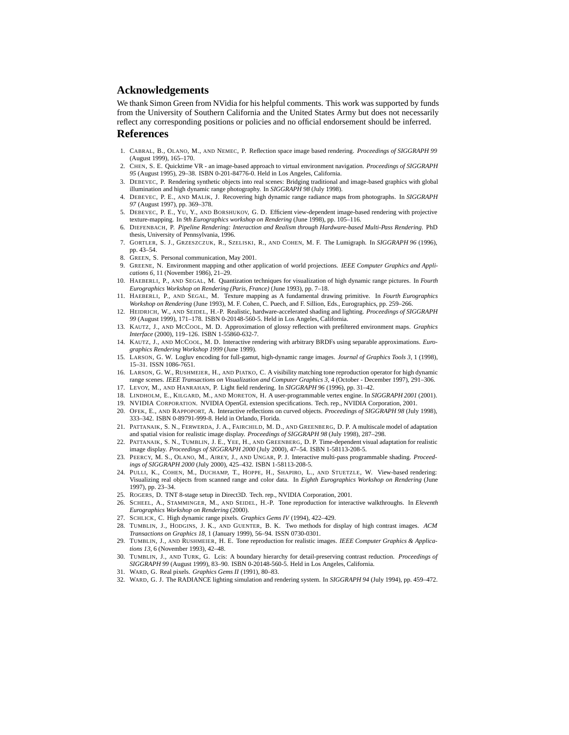## Acknowledgements

We thank Simon Green from NVidia for his helpful comments. This work was supported by funds from the University of Southern California and the United States Army but does not necessarily reflect any corresponding positions or policies and no official endorsement should be inferred.

## References

1. CABRAL, B., OLANO, M., AND NEMEC, P. Reflection space image based rendering. *Proceedings of SIGGRAPH 99* (August 1999), 165–170.
2. CHEN, S. E. Quicktime VR - an image-based approach to virtual environment navigation. *Proceedings of SIGGRAPH 95* (August 1995), 29–38. ISBN 0-201-84776-0. Held in Los Angeles, California.
3. DEBEVEC, P. Rendering synthetic objects into real scenes: Bridging traditional and image-based graphics with global illumination and high dynamic range photography. In *SIGGRAPH 98* (July 1998).
4. DEBEVEC, P. E., AND MALIK, J. Recovering high dynamic range radiance maps from photographs. In *SIGGRAPH 97* (August 1997), pp. 369–378.
5. DEBEVEC, P. E., YU, Y., AND BORSHUKOV, G. D. Efficient view-dependent image-based rendering with projective texture-mapping. In *9th Eurographics workshop on Rendering* (June 1998), pp. 105–116.
6. DIEFENBACH, P. *Pipeline Rendering: Interaction and Realism through Hardware-based Multi-Pass Rendering*. PhD thesis, University of Pennsylvania, 1996.
7. GORTLER, S. J., GRZESZCZUK, R., SZELISKI, R., AND COHEN, M. F. The Lumigraph. In *SIGGRAPH 96* (1996), pp. 43–54.
8. GREEN, S. Personal communication, May 2001.
9. GREENE, N. Environment mapping and other application of world projections. *IEEE Computer Graphics and Applications 6*, 11 (November 1986), 21–29.
10. HAEBERLI, P., AND SEGAL, M. Quantization techniques for visualization of high dynamic range pictures. In *Fourth Eurographics Workshop on Rendering (Paris, France)* (June 1993), pp. 7–18.
11. HAEBERLI, P., AND SEGAL, M. Texture mapping as A fundamental drawing primitive. In *Fourth Eurographics Workshop on Rendering* (June 1993), M. F. Cohen, C. Puech, and F. Sillion, Eds., Eurographics, pp. 259–266.
12. HEIDRICH, W., AND SEIDEL, H.-P. Realistic, hardware-accelerated shading and lighting. *Proceedings of SIGGRAPH 99* (August 1999), 171–178. ISBN 0-20148-560-5. Held in Los Angeles, California.
13. KAUTZ, J., AND MCCOOL, M. D. Approximation of glossy reflection with prefiltered environment maps. *Graphics Interface* (2000), 119–126. ISBN 1-55860-632-7.
14. KAUTZ, J., AND MCCOOL, M. D. Interactive rendering with arbitrary BRDFs using separable approximations. *Eurographics Rendering Workshop 1999* (June 1999).
15. LARSON, G. W. Logluv encoding for full-gamut, high-dynamic range images. *Journal of Graphics Tools 3*, 1 (1998), 15–31. ISSN 1086-7651.
16. LARSON, G. W., RUSHMEIER, H., AND PIATKO, C. A visibility matching tone reproduction operator for high dynamic range scenes. *IEEE Transactions on Visualization and Computer Graphics 3*, 4 (October - December 1997), 291–306.
17. LEVOY, M., AND HANRAHAN, P. Light field rendering. In *SIGGRAPH 96* (1996), pp. 31–42.
18. LINDHOLM, E., KILGARD, M., AND MORETON, H. A user-programmable vertex engine. In *SIGGRAPH 2001* (2001).
19. NVIDIA CORPORATION. NVIDIA OpenGL extension specifications. Tech. rep., NVIDIA Corporation, 2001.
20. OFEK, E., AND RAPPOPORT, A. Interactive reflections on curved objects. *Proceedings of SIGGRAPH 98* (July 1998), 333–342. ISBN 0-89791-999-8. Held in Orlando, Florida.
21. PATTANAIK, S. N., FERWERDA, J. A., FAIRCHILD, M. D., AND GREENBERG, D. P. A multiscale model of adaptation and spatial vision for realistic image display. *Proceedings of SIGGRAPH 98* (July 1998), 287–298.
22. PATTANAIK, S. N., TUMBLIN, J. E., YEE, H., AND GREENBERG, D. P. Time-dependent visual adaptation for realistic image display. *Proceedings of SIGGRAPH 2000* (July 2000), 47–54. ISBN 1-58113-208-5.
23. PEERCY, M. S., OLANO, M., AIREY, J., AND UNGAR, P. J. Interactive multi-pass programmable shading. *Proceedings of SIGGRAPH 2000* (July 2000), 425–432. ISBN 1-58113-208-5.
24. PULLI, K., COHEN, M., DUCHAMP, T., HOPPE, H., SHAPIRO, L., AND STUETZLE, W. View-based rendering: Visualizing real objects from scanned range and color data. In *Eighth Eurographics Workshop on Rendering* (June 1997), pp. 23–34.
25. ROGERS, D. TNT 8-stage setup in Direct3D. Tech. rep., NVIDIA Corporation, 2001.
26. SCHEEL, A., STAMMINGER, M., AND SEIDEL, H.-P. Tone reproduction for interactive walkthroughs. In *Eleventh Eurographics Workshop on Rendering* (2000).
27. SCHLICK, C. High dynamic range pixels. *Graphics Gems IV* (1994), 422–429.
28. TUMBLIN, J., HODGINS, J. K., AND GUENTER, B. K. Two methods for display of high contrast images. *ACM Transactions on Graphics 18*, 1 (January 1999), 56–94. ISSN 0730-0301.
29. TUMBLIN, J., AND RUSHMEIER, H. E. Tone reproduction for realistic images. *IEEE Computer Graphics & Applications 13*, 6 (November 1993), 42–48.
30. TUMBLIN, J., AND TURK, G. Lcis: A boundary hierarchy for detail-preserving contrast reduction. *Proceedings of SIGGRAPH 99* (August 1999), 83–90. ISBN 0-20148-560-5. Held in Los Angeles, California.
31. WARD, G. Real pixels. *Graphics Gems II* (1991), 80–83.
32. WARD, G. J. The RADIANCE lighting simulation and rendering system. In *SIGGRAPH 94* (July 1994), pp. 459–472.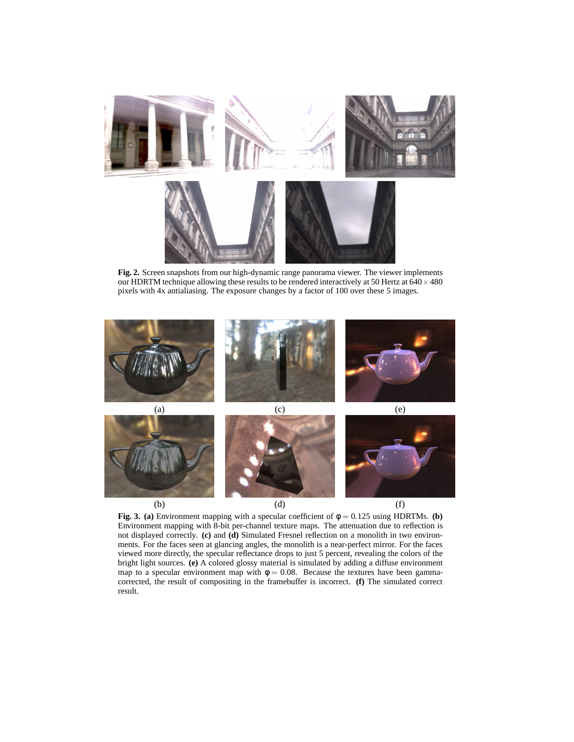**Fig. 2.** Screen snapshots from our high-dynamic range panorama viewer. The viewer implements our HDRTM technique allowing these results to be rendered interactively at 50 Hertz at $640 \times 480$ pixels with 4x antialiasing. The exposure changes by a factor of 100 over these 5 images.

(a)

(c)

(e)

(b)

(d)

(f)

**Fig. 3.** **(a)** Environment mapping with a specular coefficient of $\phi = 0.125$ using HDRTMs. **(b)** Environment mapping with 8-bit per-channel texture maps. The attenuation due to reflection is not displayed correctly. **(c)** and **(d)** Simulated Fresnel reflection on a monolith in two environments. For the faces seen at glancing angles, the monolith is a near-perfect mirror. For the faces viewed more directly, the specular reflectance drops to just 5 percent, revealing the colors of the bright light sources. **(e)** A colored glossy material is simulated by adding a diffuse environment map to a specular environment map with $\phi = 0.08$. Because the textures have been gamma-corrected, the result of compositing in the framebuffer is incorrect. **(f)** The simulated correct result.